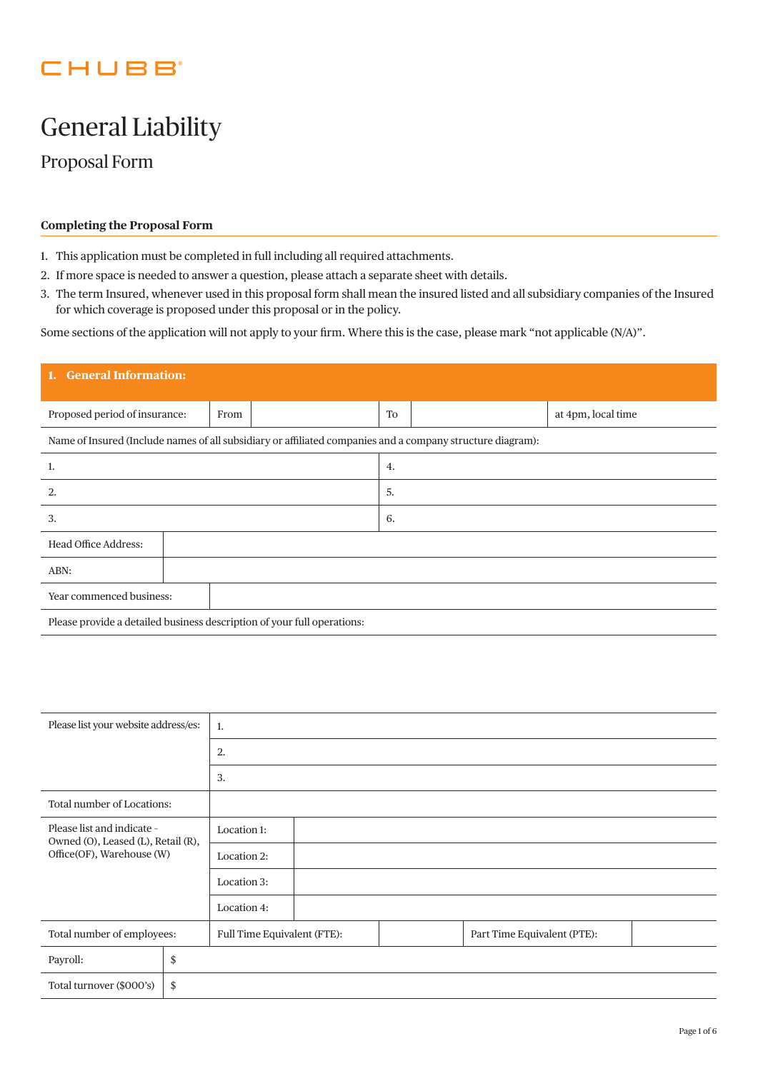CHUBB

# General Liability

## Proposal Form

### Completing the Proposal Form

1. This application must be completed in full including all required attachments.
2. If more space is needed to answer a question, please attach a separate sheet with details.
3. The term Insured, whenever used in this proposal form shall mean the insured listed and all subsidiary companies of the Insured for which coverage is proposed under this proposal or in the policy.

Some sections of the application will not apply to your firm. Where this is the case, please mark "not applicable (N/A)".

### 1. General Information:

| Proposed period of insurance: | From | | To | | at 4pm, local time |
|---|---|---|---|---|---|

Name of Insured (Include names of all subsidiary or affiliated companies and a company structure diagram):

| | |
|---|---|
| 1. | 4. |
| 2. | 5. |
| 3. | 6. |

| | |
|---|---|
| Head Office Address: | |
| ABN: | |
| Year commenced business: | |

Please provide a detailed business description of your full operations:

| | | |
|---|---|---|
| Please list your website address/es: | 1. | |
| | 2. | |
| | 3. | |
| Total number of Locations: | | |
| Please list and indicate - Owned (O), Leased (L), Retail (R), Office(OF), Warehouse (W) | Location 1: | |
| | Location 2: | |
| | Location 3: | |
| | Location 4: | |

| Total number of employees: | Full Time Equivalent (FTE): | | Part Time Equivalent (PTE): | |
|---|---|---|---|---|

| | |
|---|---|
| Payroll: | $ |
| Total turnover ($000's) | $ |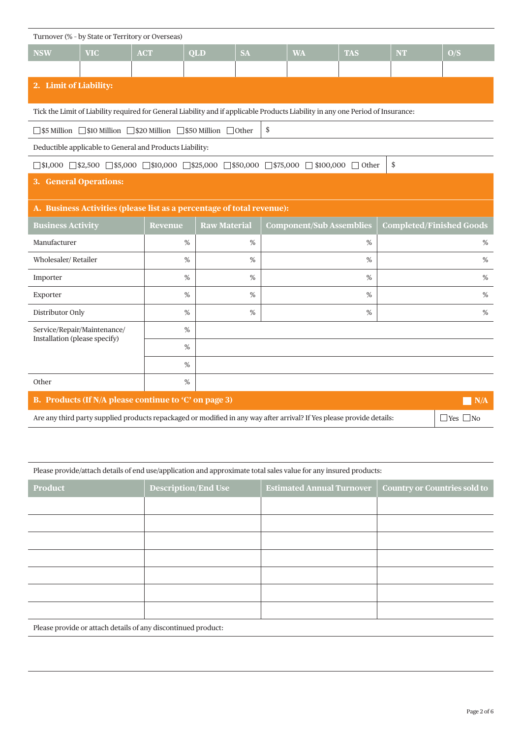Turnover (% - by State or Territory or Overseas)

| NSW | VIC | ACT | QLD | SA | WA | TAS | NT | O/S |
|---|---|---|---|---|---|---|---|---|
| | | | | | | | | |

## 2. Limit of Liability:

Tick the Limit of Liability required for General Liability and if applicable Products Liability in any one Period of Insurance:

☐ $5 Million ☐ $10 Million ☐ $20 Million ☐ $50 Million ☐ Other $

Deductible applicable to General and Products Liability:

☐ $1,000 ☐ $2,500 ☐ $5,000 ☐ $10,000 ☐ $25,000 ☐ $50,000 ☐ $75,000 ☐ $100,000 ☐ Other $

## 3. General Operations:

### A. Business Activities (please list as a percentage of total revenue):

| Business Activity | Revenue | Raw Material | Component/Sub Assemblies | Completed/Finished Goods |
|---|---|---|---|---|
| Manufacturer | % | % | % | % |
| Wholesaler/ Retailer | % | % | % | % |
| Importer | % | % | % | % |
| Exporter | % | % | % | % |
| Distributor Only | % | % | % | % |
| Service/Repair/Maintenance/ Installation (please specify) | % | | | |
| | % | | | |
| | % | | | |
| Other | % | | | |

### B. Products (If N/A please continue to 'C' on page 3) ☐ N/A

Are any third party supplied products repackaged or modified in any way after arrival? If Yes please provide details: ☐ Yes ☐ No

Please provide/attach details of end use/application and approximate total sales value for any insured products:

| Product | Description/End Use | Estimated Annual Turnover | Country or Countries sold to |
|---|---|---|---|
| | | | |
| | | | |
| | | | |
| | | | |
| | | | |
| | | | |
| | | | |

Please provide or attach details of any discontinued product: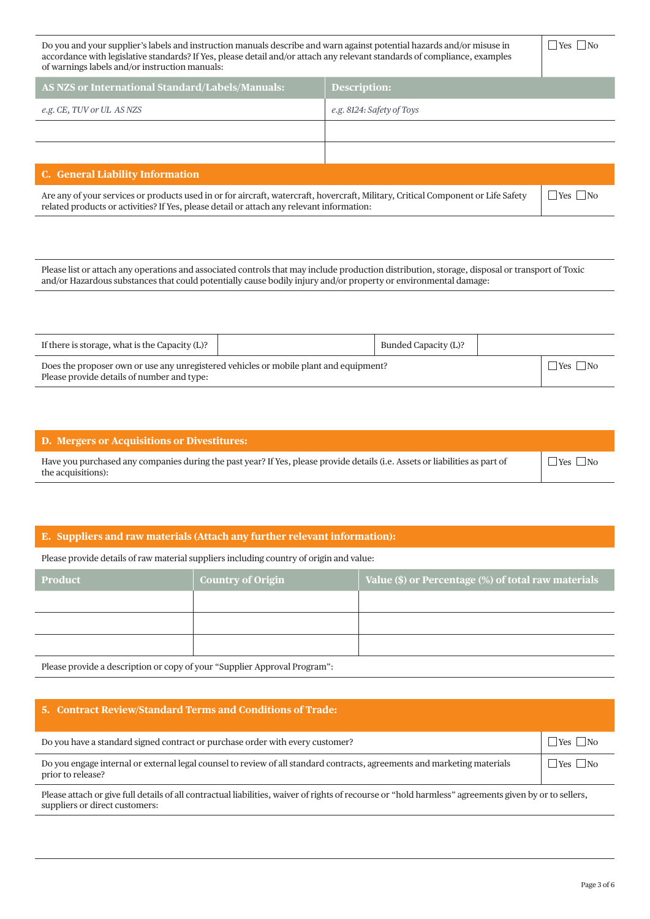Do you and your supplier's labels and instruction manuals describe and warn against potential hazards and/or misuse in accordance with legislative standards? If Yes, please detail and/or attach any relevant standards of compliance, examples of warnings labels and/or instruction manuals: ☐ Yes ☐ No

| AS NZS or International Standard/Labels/Manuals: | Description: |
|---|---|
| *e.g. CE, TUV or UL AS NZS* | *e.g. 8124: Safety of Toys* |
| | |
| | |

## C. General Liability Information

Are any of your services or products used in or for aircraft, watercraft, hovercraft, Military, Critical Component or Life Safety related products or activities? If Yes, please detail or attach any relevant information: ☐ Yes ☐ No

Please list or attach any operations and associated controls that may include production distribution, storage, disposal or transport of Toxic and/or Hazardous substances that could potentially cause bodily injury and/or property or environmental damage:

| If there is storage, what is the Capacity (L)? | | Bunded Capacity (L)? | |
|---|---|---|---|

Does the proposer own or use any unregistered vehicles or mobile plant and equipment? Please provide details of number and type: ☐ Yes ☐ No

## D. Mergers or Acquisitions or Divestitures:

Have you purchased any companies during the past year? If Yes, please provide details (i.e. Assets or liabilities as part of the acquisitions): ☐ Yes ☐ No

## E. Suppliers and raw materials (Attach any further relevant information):

Please provide details of raw material suppliers including country of origin and value:

| Product | Country of Origin | Value ($) or Percentage (%) of total raw materials |
|---|---|---|
| | | |
| | | |
| | | |

Please provide a description or copy of your "Supplier Approval Program":

## 5. Contract Review/Standard Terms and Conditions of Trade:

Do you have a standard signed contract or purchase order with every customer? ☐ Yes ☐ No

Do you engage internal or external legal counsel to review of all standard contracts, agreements and marketing materials prior to release? ☐ Yes ☐ No

Please attach or give full details of all contractual liabilities, waiver of rights of recourse or "hold harmless" agreements given by or to sellers, suppliers or direct customers: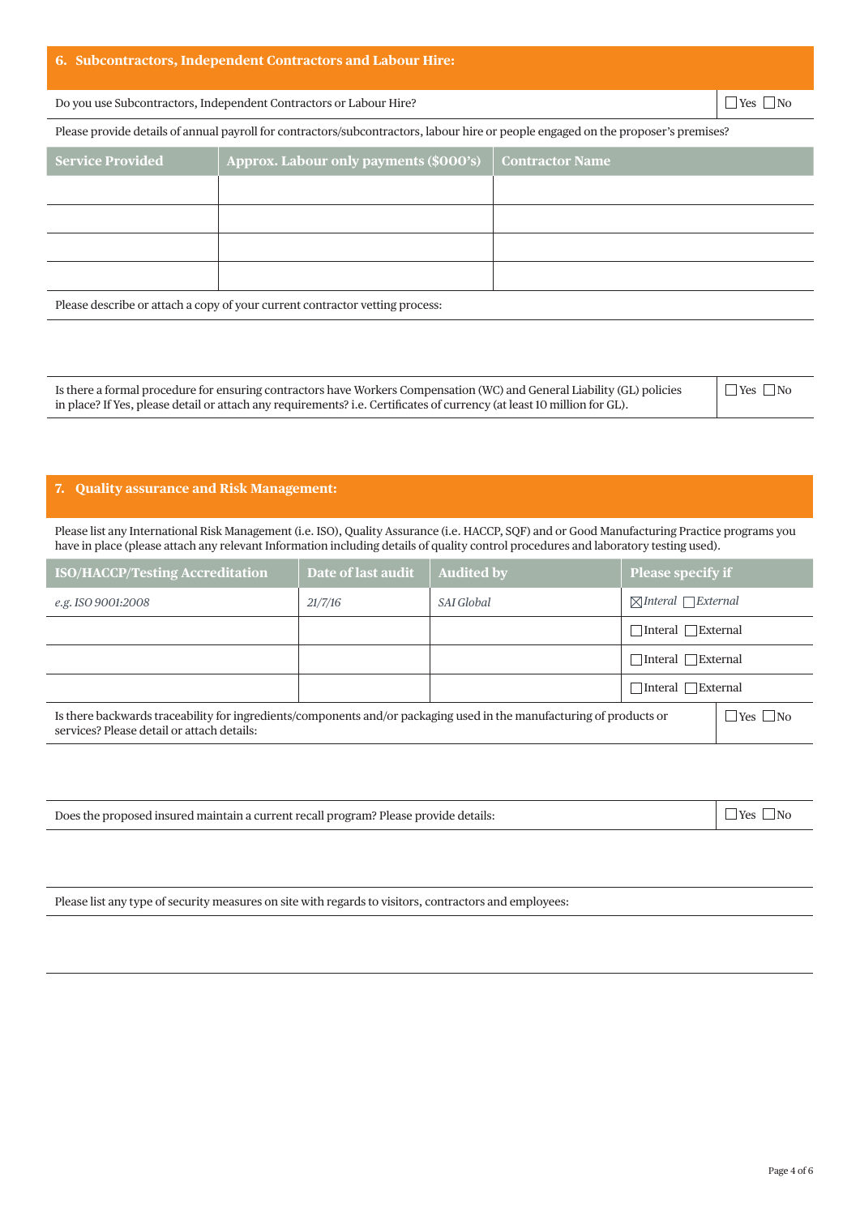## 6. Subcontractors, Independent Contractors and Labour Hire:

Do you use Subcontractors, Independent Contractors or Labour Hire? ☐ Yes ☐ No

Please provide details of annual payroll for contractors/subcontractors, labour hire or people engaged on the proposer's premises?

| Service Provided | Approx. Labour only payments ($000's) | Contractor Name |
|---|---|---|
| | | |
| | | |
| | | |
| | | |

Please describe or attach a copy of your current contractor vetting process:

Is there a formal procedure for ensuring contractors have Workers Compensation (WC) and General Liability (GL) policies in place? If Yes, please detail or attach any requirements? i.e. Certificates of currency (at least 10 million for GL). ☐ Yes ☐ No

## 7. Quality assurance and Risk Management:

Please list any International Risk Management (i.e. ISO), Quality Assurance (i.e. HACCP, SQF) and or Good Manufacturing Practice programs you have in place (please attach any relevant Information including details of quality control procedures and laboratory testing used).

| ISO/HACCP/Testing Accreditation | Date of last audit | Audited by | Please specify if |
|---|---|---|---|
| *e.g. ISO 9001:2008* | *21/7/16* | *SAI Global* | ☒ *Interal* ☐ *External* |
| | | | ☐ Interal ☐ External |
| | | | ☐ Interal ☐ External |
| | | | ☐ Interal ☐ External |

Is there backwards traceability for ingredients/components and/or packaging used in the manufacturing of products or services? Please detail or attach details: ☐ Yes ☐ No

Does the proposed insured maintain a current recall program? Please provide details: ☐ Yes ☐ No

Please list any type of security measures on site with regards to visitors, contractors and employees: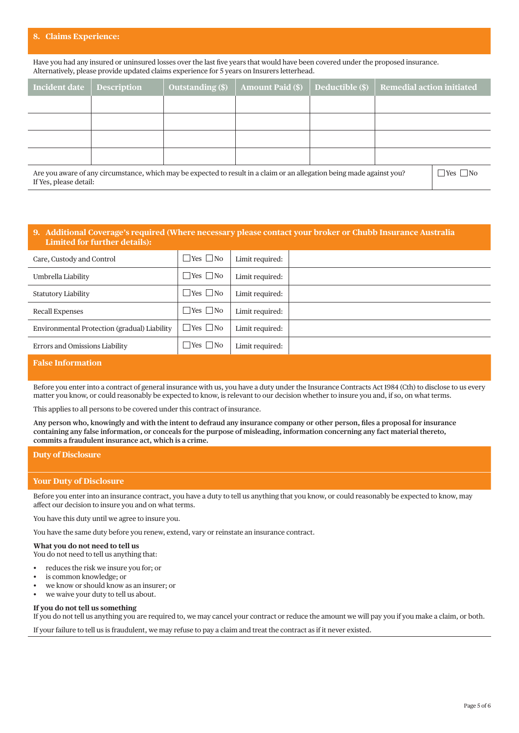## 8. Claims Experience:

Have you had any insured or uninsured losses over the last five years that would have been covered under the proposed insurance. Alternatively, please provide updated claims experience for 5 years on Insurers letterhead.

| Incident date | Description | Outstanding ($) | Amount Paid ($) | Deductible ($) | Remedial action initiated |
|---|---|---|---|---|---|
| | | | | | |
| | | | | | |
| | | | | | |
| | | | | | |

| | |
|---|---|
| Are you aware of any circumstance, which may be expected to result in a claim or an allegation being made against you? If Yes, please detail: | ☐Yes ☐No |

## 9. Additional Coverage's required (Where necessary please contact your broker or Chubb Insurance Australia Limited for further details):

| | | | |
|---|---|---|---|
| Care, Custody and Control | ☐Yes ☐No | Limit required: | |
| Umbrella Liability | ☐Yes ☐No | Limit required: | |
| Statutory Liability | ☐Yes ☐No | Limit required: | |
| Recall Expenses | ☐Yes ☐No | Limit required: | |
| Environmental Protection (gradual) Liability | ☐Yes ☐No | Limit required: | |
| Errors and Omissions Liability | ☐Yes ☐No | Limit required: | |

## False Information

Before you enter into a contract of general insurance with us, you have a duty under the Insurance Contracts Act 1984 (Cth) to disclose to us every matter you know, or could reasonably be expected to know, is relevant to our decision whether to insure you and, if so, on what terms.

This applies to all persons to be covered under this contract of insurance.

**Any person who, knowingly and with the intent to defraud any insurance company or other person, files a proposal for insurance containing any false information, or conceals for the purpose of misleading, information concerning any fact material thereto, commits a fraudulent insurance act, which is a crime.**

## Duty of Disclosure

## Your Duty of Disclosure

Before you enter into an insurance contract, you have a duty to tell us anything that you know, or could reasonably be expected to know, may affect our decision to insure you and on what terms.

You have this duty until we agree to insure you.

You have the same duty before you renew, extend, vary or reinstate an insurance contract.

**What you do not need to tell us**
You do not need to tell us anything that:

- reduces the risk we insure you for; or
- is common knowledge; or
- we know or should know as an insurer; or
- we waive your duty to tell us about.

**If you do not tell us something**
If you do not tell us anything you are required to, we may cancel your contract or reduce the amount we will pay you if you make a claim, or both.

If your failure to tell us is fraudulent, we may refuse to pay a claim and treat the contract as if it never existed.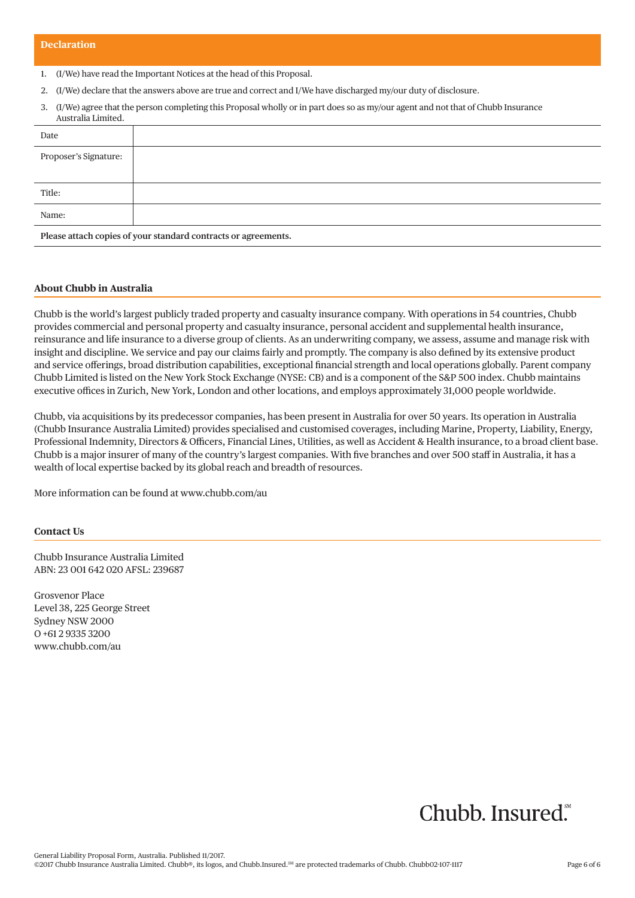## Declaration

1. (I/We) have read the Important Notices at the head of this Proposal.
2. (I/We) declare that the answers above are true and correct and I/We have discharged my/our duty of disclosure.
3. (I/We) agree that the person completing this Proposal wholly or in part does so as my/our agent and not that of Chubb Insurance Australia Limited.

| | |
|---|---|
| Date | |
| Proposer's Signature: | |
| Title: | |
| Name: | |

**Please attach copies of your standard contracts or agreements.**

### About Chubb in Australia

Chubb is the world's largest publicly traded property and casualty insurance company. With operations in 54 countries, Chubb provides commercial and personal property and casualty insurance, personal accident and supplemental health insurance, reinsurance and life insurance to a diverse group of clients. As an underwriting company, we assess, assume and manage risk with insight and discipline. We service and pay our claims fairly and promptly. The company is also defined by its extensive product and service offerings, broad distribution capabilities, exceptional financial strength and local operations globally. Parent company Chubb Limited is listed on the New York Stock Exchange (NYSE: CB) and is a component of the S&P 500 index. Chubb maintains executive offices in Zurich, New York, London and other locations, and employs approximately 31,000 people worldwide.

Chubb, via acquisitions by its predecessor companies, has been present in Australia for over 50 years. Its operation in Australia (Chubb Insurance Australia Limited) provides specialised and customised coverages, including Marine, Property, Liability, Energy, Professional Indemnity, Directors & Officers, Financial Lines, Utilities, as well as Accident & Health insurance, to a broad client base. Chubb is a major insurer of many of the country's largest companies. With five branches and over 500 staff in Australia, it has a wealth of local expertise backed by its global reach and breadth of resources.

More information can be found at www.chubb.com/au

### Contact Us

Chubb Insurance Australia Limited
ABN: 23 001 642 020 AFSL: 239687

Grosvenor Place
Level 38, 225 George Street
Sydney NSW 2000
O +61 2 9335 3200
www.chubb.com/au

Chubb. Insured.℠

General Liability Proposal Form, Australia. Published 11/2017.
©2017 Chubb Insurance Australia Limited. Chubb®, its logos, and Chubb.Insured.℠ are protected trademarks of Chubb. Chubb02-107-1117